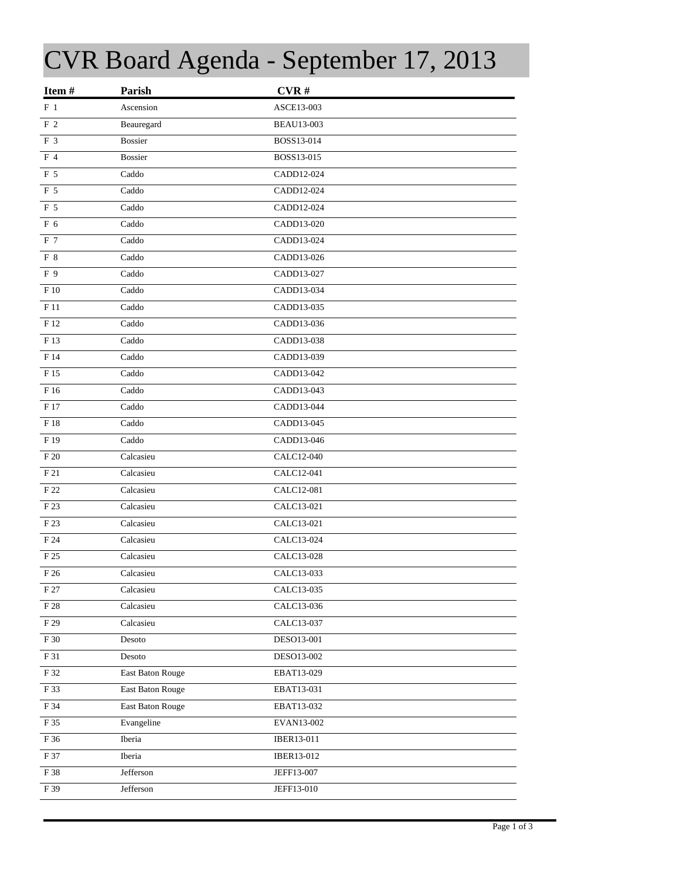# CVR Board Agenda - September 17, 2013

| Item # | Parish | CVR # |
|---|---|---|
| F 1 | Ascension | ASCE13-003 |
| F 2 | Beauregard | BEAU13-003 |
| F 3 | Bossier | BOSS13-014 |
| F 4 | Bossier | BOSS13-015 |
| F 5 | Caddo | CADD12-024 |
| F 5 | Caddo | CADD12-024 |
| F 5 | Caddo | CADD12-024 |
| F 6 | Caddo | CADD13-020 |
| F 7 | Caddo | CADD13-024 |
| F 8 | Caddo | CADD13-026 |
| F 9 | Caddo | CADD13-027 |
| F 10 | Caddo | CADD13-034 |
| F 11 | Caddo | CADD13-035 |
| F 12 | Caddo | CADD13-036 |
| F 13 | Caddo | CADD13-038 |
| F 14 | Caddo | CADD13-039 |
| F 15 | Caddo | CADD13-042 |
| F 16 | Caddo | CADD13-043 |
| F 17 | Caddo | CADD13-044 |
| F 18 | Caddo | CADD13-045 |
| F 19 | Caddo | CADD13-046 |
| F 20 | Calcasieu | CALC12-040 |
| F 21 | Calcasieu | CALC12-041 |
| F 22 | Calcasieu | CALC12-081 |
| F 23 | Calcasieu | CALC13-021 |
| F 23 | Calcasieu | CALC13-021 |
| F 24 | Calcasieu | CALC13-024 |
| F 25 | Calcasieu | CALC13-028 |
| F 26 | Calcasieu | CALC13-033 |
| F 27 | Calcasieu | CALC13-035 |
| F 28 | Calcasieu | CALC13-036 |
| F 29 | Calcasieu | CALC13-037 |
| F 30 | Desoto | DESO13-001 |
| F 31 | Desoto | DESO13-002 |
| F 32 | East Baton Rouge | EBAT13-029 |
| F 33 | East Baton Rouge | EBAT13-031 |
| F 34 | East Baton Rouge | EBAT13-032 |
| F 35 | Evangeline | EVAN13-002 |
| F 36 | Iberia | IBER13-011 |
| F 37 | Iberia | IBER13-012 |
| F 38 | Jefferson | JEFF13-007 |
| F 39 | Jefferson | JEFF13-010 |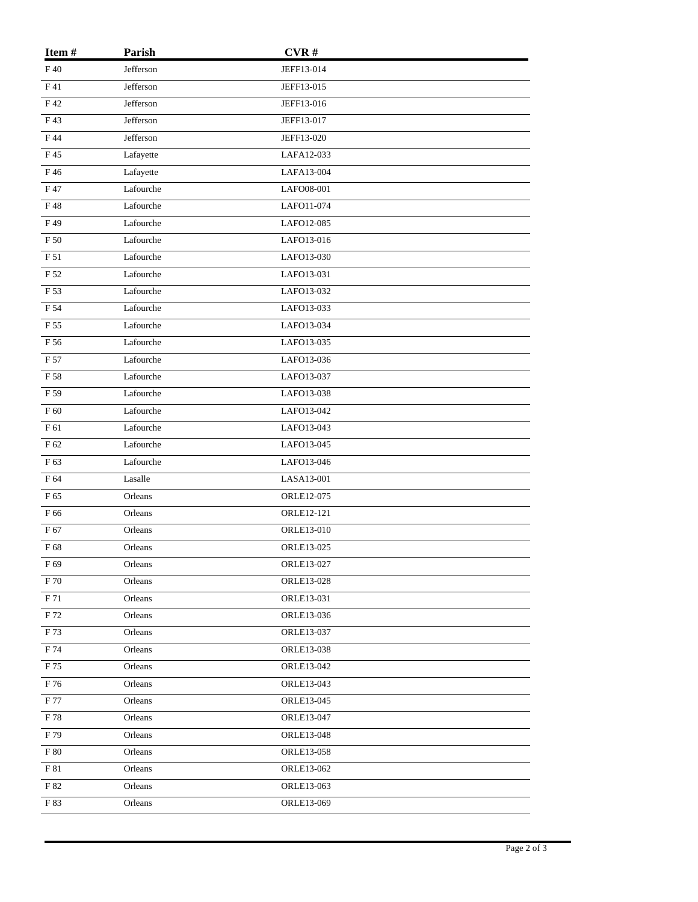| Item # | Parish | CVR # |
|---|---|---|
| F 40 | Jefferson | JEFF13-014 |
| F 41 | Jefferson | JEFF13-015 |
| F 42 | Jefferson | JEFF13-016 |
| F 43 | Jefferson | JEFF13-017 |
| F 44 | Jefferson | JEFF13-020 |
| F 45 | Lafayette | LAFA12-033 |
| F 46 | Lafayette | LAFA13-004 |
| F 47 | Lafourche | LAFO08-001 |
| F 48 | Lafourche | LAFO11-074 |
| F 49 | Lafourche | LAFO12-085 |
| F 50 | Lafourche | LAFO13-016 |
| F 51 | Lafourche | LAFO13-030 |
| F 52 | Lafourche | LAFO13-031 |
| F 53 | Lafourche | LAFO13-032 |
| F 54 | Lafourche | LAFO13-033 |
| F 55 | Lafourche | LAFO13-034 |
| F 56 | Lafourche | LAFO13-035 |
| F 57 | Lafourche | LAFO13-036 |
| F 58 | Lafourche | LAFO13-037 |
| F 59 | Lafourche | LAFO13-038 |
| F 60 | Lafourche | LAFO13-042 |
| F 61 | Lafourche | LAFO13-043 |
| F 62 | Lafourche | LAFO13-045 |
| F 63 | Lafourche | LAFO13-046 |
| F 64 | Lasalle | LASA13-001 |
| F 65 | Orleans | ORLE12-075 |
| F 66 | Orleans | ORLE12-121 |
| F 67 | Orleans | ORLE13-010 |
| F 68 | Orleans | ORLE13-025 |
| F 69 | Orleans | ORLE13-027 |
| F 70 | Orleans | ORLE13-028 |
| F 71 | Orleans | ORLE13-031 |
| F 72 | Orleans | ORLE13-036 |
| F 73 | Orleans | ORLE13-037 |
| F 74 | Orleans | ORLE13-038 |
| F 75 | Orleans | ORLE13-042 |
| F 76 | Orleans | ORLE13-043 |
| F 77 | Orleans | ORLE13-045 |
| F 78 | Orleans | ORLE13-047 |
| F 79 | Orleans | ORLE13-048 |
| F 80 | Orleans | ORLE13-058 |
| F 81 | Orleans | ORLE13-062 |
| F 82 | Orleans | ORLE13-063 |
| F 83 | Orleans | ORLE13-069 |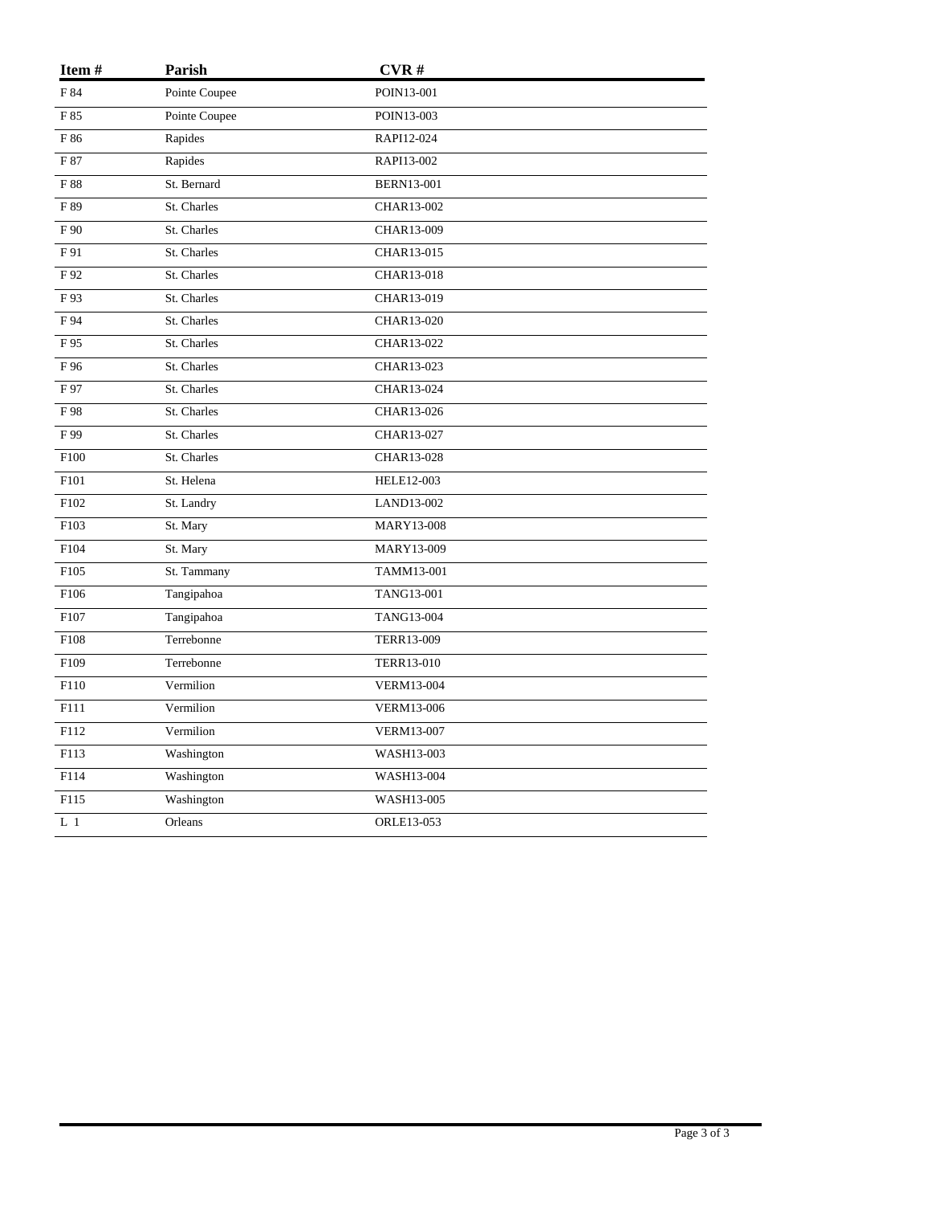| Item # | Parish | CVR # |
|---|---|---|
| F 84 | Pointe Coupee | POIN13-001 |
| F 85 | Pointe Coupee | POIN13-003 |
| F 86 | Rapides | RAPI12-024 |
| F 87 | Rapides | RAPI13-002 |
| F 88 | St. Bernard | BERN13-001 |
| F 89 | St. Charles | CHAR13-002 |
| F 90 | St. Charles | CHAR13-009 |
| F 91 | St. Charles | CHAR13-015 |
| F 92 | St. Charles | CHAR13-018 |
| F 93 | St. Charles | CHAR13-019 |
| F 94 | St. Charles | CHAR13-020 |
| F 95 | St. Charles | CHAR13-022 |
| F 96 | St. Charles | CHAR13-023 |
| F 97 | St. Charles | CHAR13-024 |
| F 98 | St. Charles | CHAR13-026 |
| F 99 | St. Charles | CHAR13-027 |
| F100 | St. Charles | CHAR13-028 |
| F101 | St. Helena | HELE12-003 |
| F102 | St. Landry | LAND13-002 |
| F103 | St. Mary | MARY13-008 |
| F104 | St. Mary | MARY13-009 |
| F105 | St. Tammany | TAMM13-001 |
| F106 | Tangipahoa | TANG13-001 |
| F107 | Tangipahoa | TANG13-004 |
| F108 | Terrebonne | TERR13-009 |
| F109 | Terrebonne | TERR13-010 |
| F110 | Vermilion | VERM13-004 |
| F111 | Vermilion | VERM13-006 |
| F112 | Vermilion | VERM13-007 |
| F113 | Washington | WASH13-003 |
| F114 | Washington | WASH13-004 |
| F115 | Washington | WASH13-005 |
| L 1 | Orleans | ORLE13-053 |